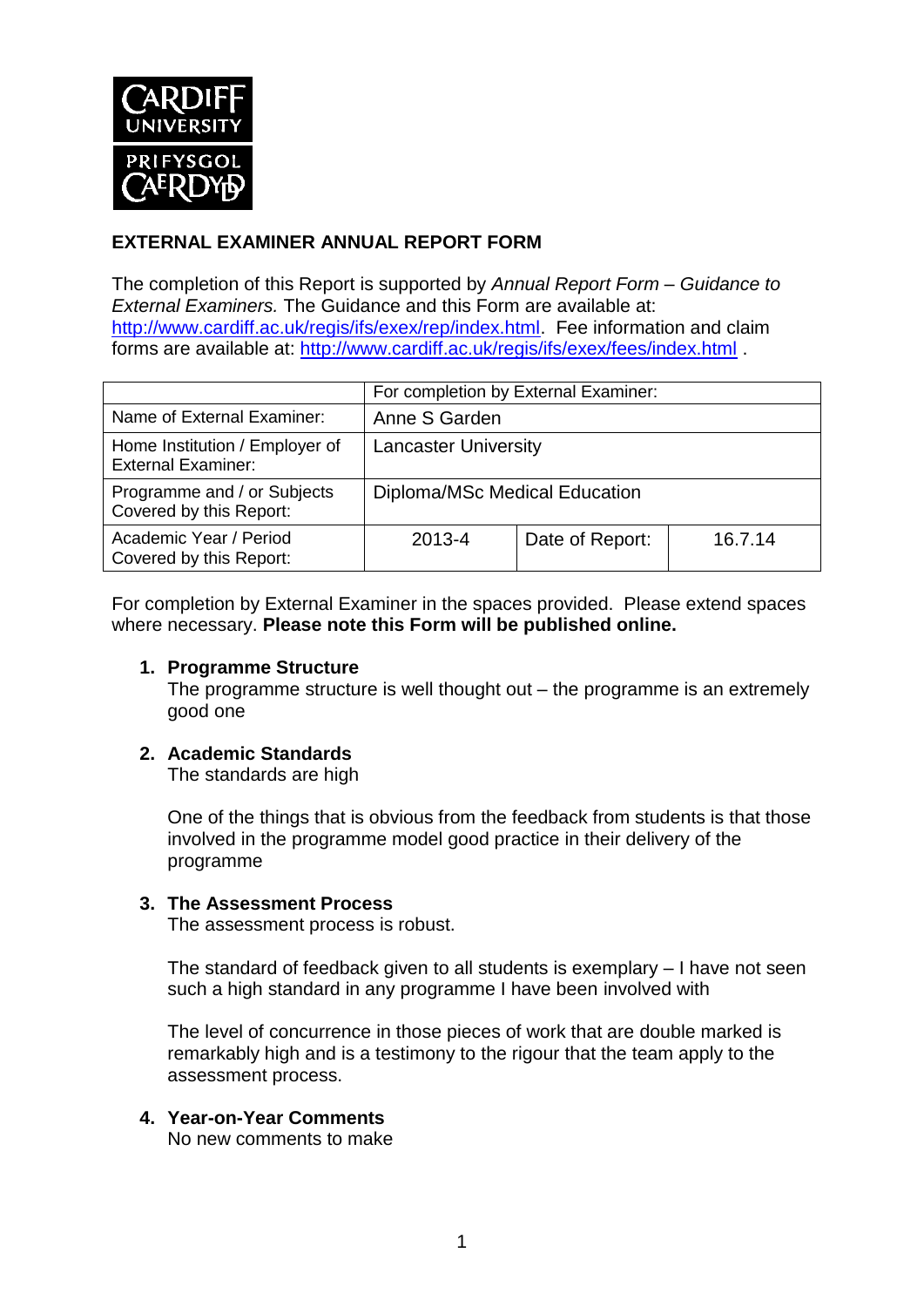# EXTERNAL EXAMINER ANNUAL REPORT FORM

The completion of this Report is supported by *Annual Report Form – Guidance to External Examiners.* The Guidance and this Form are available at: http://www.cardiff.ac.uk/regis/ifs/exex/rep/index.html. Fee information and claim forms are available at: http://www.cardiff.ac.uk/regis/ifs/exex/fees/index.html .

| | For completion by External Examiner: | | |
|---|---|---|---|
| Name of External Examiner: | Anne S Garden | | |
| Home Institution / Employer of External Examiner: | Lancaster University | | |
| Programme and / or Subjects Covered by this Report: | Diploma/MSc Medical Education | | |
| Academic Year / Period Covered by this Report: | 2013-4 | Date of Report: | 16.7.14 |

For completion by External Examiner in the spaces provided. Please extend spaces where necessary. **Please note this Form will be published online.**

1. **Programme Structure**
   The programme structure is well thought out – the programme is an extremely good one

2. **Academic Standards**
   The standards are high

   One of the things that is obvious from the feedback from students is that those involved in the programme model good practice in their delivery of the programme

3. **The Assessment Process**
   The assessment process is robust.

   The standard of feedback given to all students is exemplary – I have not seen such a high standard in any programme I have been involved with

   The level of concurrence in those pieces of work that are double marked is remarkably high and is a testimony to the rigour that the team apply to the assessment process.

4. **Year-on-Year Comments**
   No new comments to make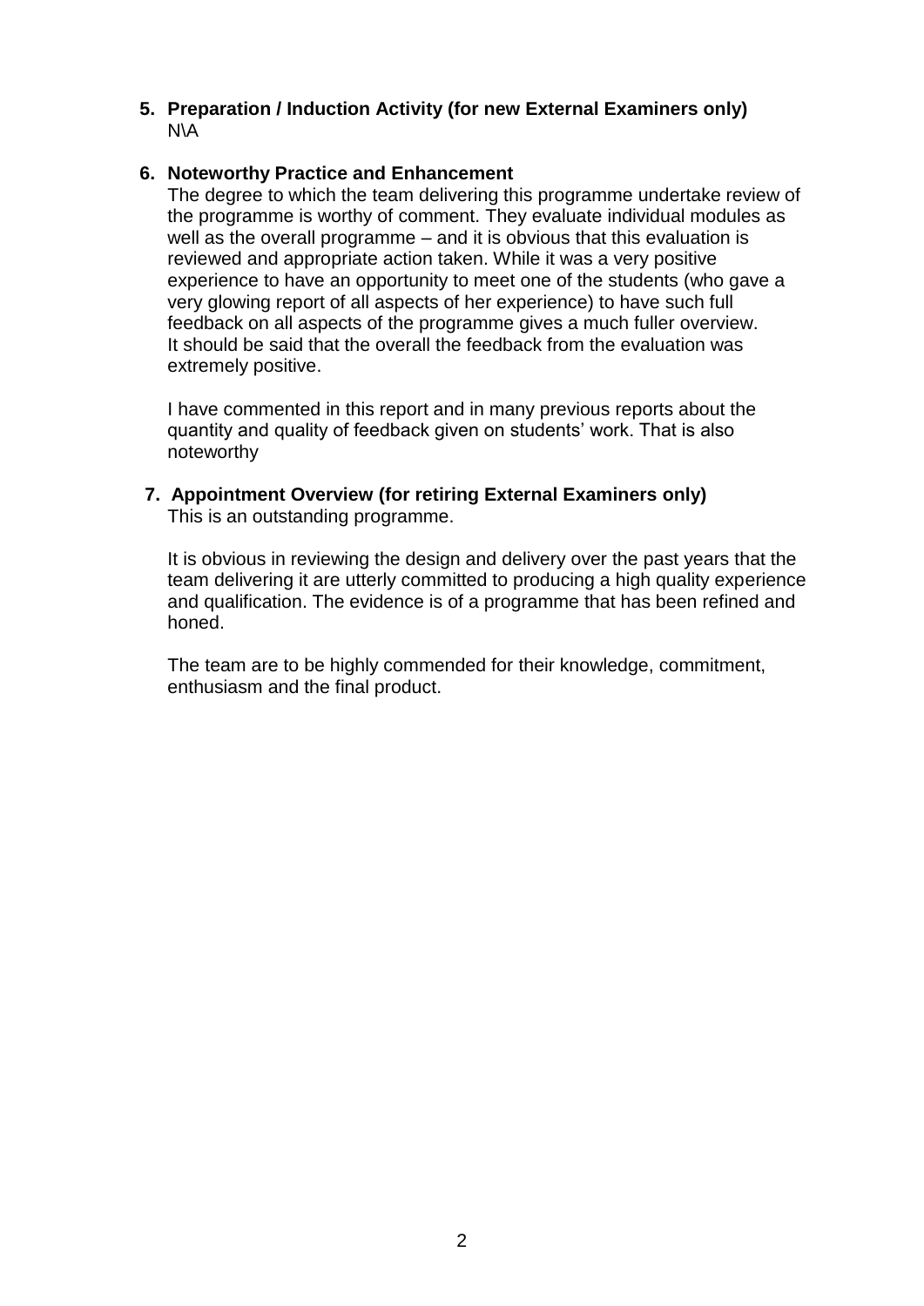**5. Preparation / Induction Activity (for new External Examiners only)**

N\A

**6. Noteworthy Practice and Enhancement**

The degree to which the team delivering this programme undertake review of the programme is worthy of comment. They evaluate individual modules as well as the overall programme – and it is obvious that this evaluation is reviewed and appropriate action taken. While it was a very positive experience to have an opportunity to meet one of the students (who gave a very glowing report of all aspects of her experience) to have such full feedback on all aspects of the programme gives a much fuller overview. It should be said that the overall the feedback from the evaluation was extremely positive.

I have commented in this report and in many previous reports about the quantity and quality of feedback given on students' work. That is also noteworthy

**7. Appointment Overview (for retiring External Examiners only)**

This is an outstanding programme.

It is obvious in reviewing the design and delivery over the past years that the team delivering it are utterly committed to producing a high quality experience and qualification. The evidence is of a programme that has been refined and honed.

The team are to be highly commended for their knowledge, commitment, enthusiasm and the final product.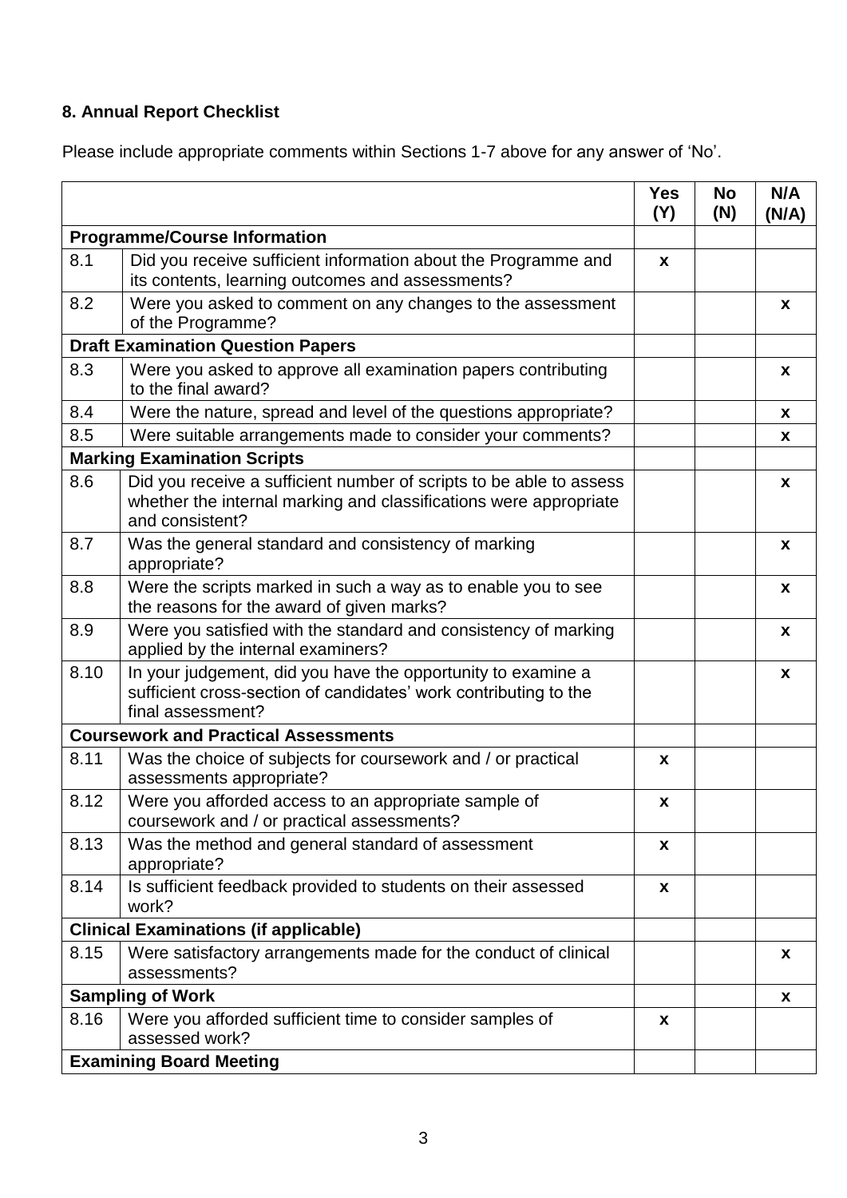## 8. Annual Report Checklist

Please include appropriate comments within Sections 1-7 above for any answer of 'No'.

| | | Yes (Y) | No (N) | N/A (N/A) |
|---|---|---|---|---|
| **Programme/Course Information** | | | | |
| 8.1 | Did you receive sufficient information about the Programme and its contents, learning outcomes and assessments? | x | | |
| 8.2 | Were you asked to comment on any changes to the assessment of the Programme? | | | x |
| **Draft Examination Question Papers** | | | | |
| 8.3 | Were you asked to approve all examination papers contributing to the final award? | | | x |
| 8.4 | Were the nature, spread and level of the questions appropriate? | | | x |
| 8.5 | Were suitable arrangements made to consider your comments? | | | x |
| **Marking Examination Scripts** | | | | |
| 8.6 | Did you receive a sufficient number of scripts to be able to assess whether the internal marking and classifications were appropriate and consistent? | | | x |
| 8.7 | Was the general standard and consistency of marking appropriate? | | | x |
| 8.8 | Were the scripts marked in such a way as to enable you to see the reasons for the award of given marks? | | | x |
| 8.9 | Were you satisfied with the standard and consistency of marking applied by the internal examiners? | | | x |
| 8.10 | In your judgement, did you have the opportunity to examine a sufficient cross-section of candidates' work contributing to the final assessment? | | | x |
| **Coursework and Practical Assessments** | | | | |
| 8.11 | Was the choice of subjects for coursework and / or practical assessments appropriate? | x | | |
| 8.12 | Were you afforded access to an appropriate sample of coursework and / or practical assessments? | x | | |
| 8.13 | Was the method and general standard of assessment appropriate? | x | | |
| 8.14 | Is sufficient feedback provided to students on their assessed work? | x | | |
| **Clinical Examinations (if applicable)** | | | | |
| 8.15 | Were satisfactory arrangements made for the conduct of clinical assessments? | | | x |
| **Sampling of Work** | | | | x |
| 8.16 | Were you afforded sufficient time to consider samples of assessed work? | x | | |
| **Examining Board Meeting** | | | | |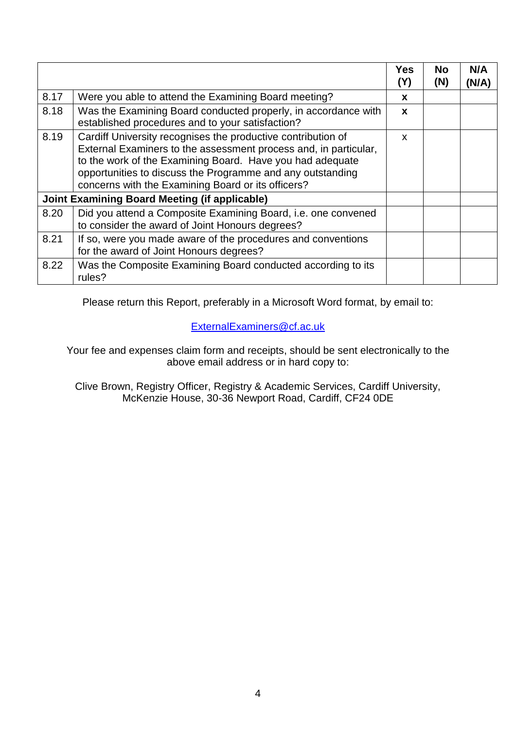| | | Yes (Y) | No (N) | N/A (N/A) |
|---|---|---|---|---|
| 8.17 | Were you able to attend the Examining Board meeting? | **x** | | |
| 8.18 | Was the Examining Board conducted properly, in accordance with established procedures and to your satisfaction? | **x** | | |
| 8.19 | Cardiff University recognises the productive contribution of External Examiners to the assessment process and, in particular, to the work of the Examining Board. Have you had adequate opportunities to discuss the Programme and any outstanding concerns with the Examining Board or its officers? | x | | |
| **Joint Examining Board Meeting (if applicable)** | | | | |
| 8.20 | Did you attend a Composite Examining Board, i.e. one convened to consider the award of Joint Honours degrees? | | | |
| 8.21 | If so, were you made aware of the procedures and conventions for the award of Joint Honours degrees? | | | |
| 8.22 | Was the Composite Examining Board conducted according to its rules? | | | |

Please return this Report, preferably in a Microsoft Word format, by email to:

ExternalExaminers@cf.ac.uk

Your fee and expenses claim form and receipts, should be sent electronically to the above email address or in hard copy to:

Clive Brown, Registry Officer, Registry & Academic Services, Cardiff University, McKenzie House, 30-36 Newport Road, Cardiff, CF24 0DE